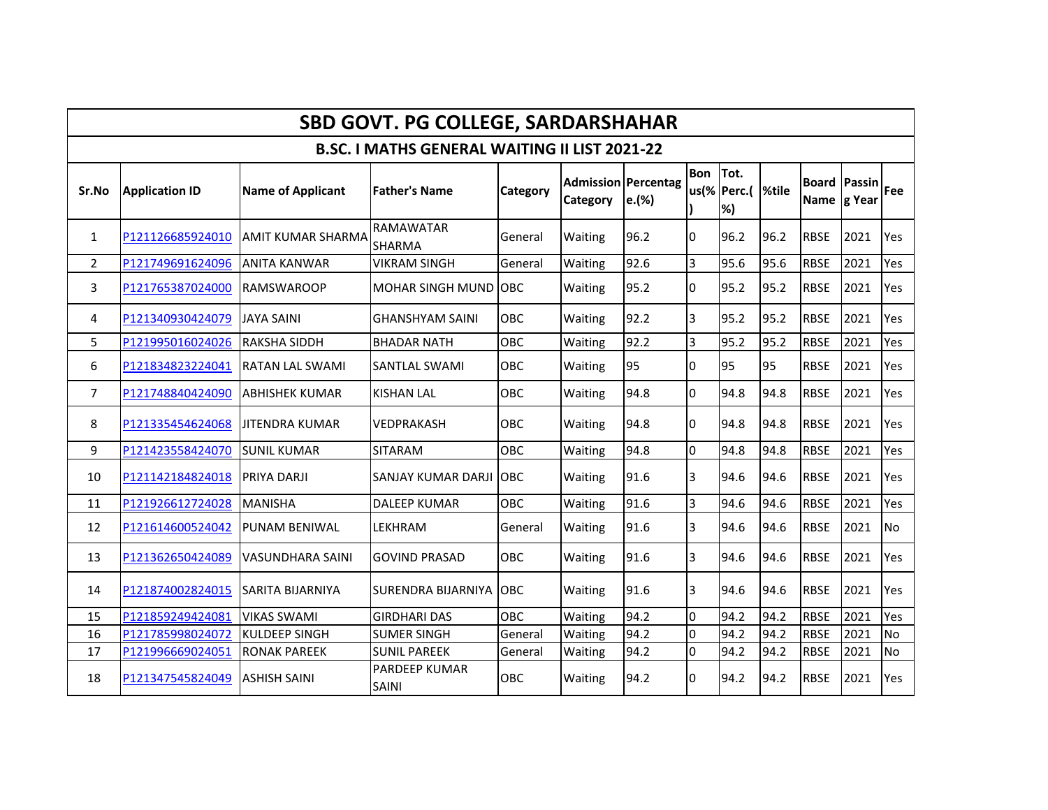# SBD GOVT. PG COLLEGE, SARDARSHAHAR

## B.SC. I MATHS GENERAL WAITING II LIST 2021-22

| Sr.No | Application ID | Name of Applicant | Father's Name | Category | Admission Category | Percentage.(%) | Bonus(%) | Tot. Perc.(%) | %tile | Board Name | Passing Year | Fee |
|---|---|---|---|---|---|---|---|---|---|---|---|---|
| 1 | P121126685924010 | AMIT KUMAR SHARMA | RAMAWATAR SHARMA | General | Waiting | 96.2 | 0 | 96.2 | 96.2 | RBSE | 2021 | Yes |
| 2 | P121749691624096 | ANITA KANWAR | VIKRAM SINGH | General | Waiting | 92.6 | 3 | 95.6 | 95.6 | RBSE | 2021 | Yes |
| 3 | P121765387024000 | RAMSWAROOP | MOHAR SINGH MUND | OBC | Waiting | 95.2 | 0 | 95.2 | 95.2 | RBSE | 2021 | Yes |
| 4 | P121340930424079 | JAYA SAINI | GHANSHYAM SAINI | OBC | Waiting | 92.2 | 3 | 95.2 | 95.2 | RBSE | 2021 | Yes |
| 5 | P121995016024026 | RAKSHA SIDDH | BHADAR NATH | OBC | Waiting | 92.2 | 3 | 95.2 | 95.2 | RBSE | 2021 | Yes |
| 6 | P121834823224041 | RATAN LAL SWAMI | SANTLAL SWAMI | OBC | Waiting | 95 | 0 | 95 | 95 | RBSE | 2021 | Yes |
| 7 | P121748840424090 | ABHISHEK KUMAR | KISHAN LAL | OBC | Waiting | 94.8 | 0 | 94.8 | 94.8 | RBSE | 2021 | Yes |
| 8 | P121335454624068 | JITENDRA KUMAR | VEDPRAKASH | OBC | Waiting | 94.8 | 0 | 94.8 | 94.8 | RBSE | 2021 | Yes |
| 9 | P121423558424070 | SUNIL KUMAR | SITARAM | OBC | Waiting | 94.8 | 0 | 94.8 | 94.8 | RBSE | 2021 | Yes |
| 10 | P121142184824018 | PRIYA DARJI | SANJAY KUMAR DARJI | OBC | Waiting | 91.6 | 3 | 94.6 | 94.6 | RBSE | 2021 | Yes |
| 11 | P121926612724028 | MANISHA | DALEEP KUMAR | OBC | Waiting | 91.6 | 3 | 94.6 | 94.6 | RBSE | 2021 | Yes |
| 12 | P121614600524042 | PUNAM BENIWAL | LEKHRAM | General | Waiting | 91.6 | 3 | 94.6 | 94.6 | RBSE | 2021 | No |
| 13 | P121362650424089 | VASUNDHARA SAINI | GOVIND PRASAD | OBC | Waiting | 91.6 | 3 | 94.6 | 94.6 | RBSE | 2021 | Yes |
| 14 | P121874002824015 | SARITA BIJARNIYA | SURENDRA BIJARNIYA | OBC | Waiting | 91.6 | 3 | 94.6 | 94.6 | RBSE | 2021 | Yes |
| 15 | P121859249424081 | VIKAS SWAMI | GIRDHARI DAS | OBC | Waiting | 94.2 | 0 | 94.2 | 94.2 | RBSE | 2021 | Yes |
| 16 | P121785998024072 | KULDEEP SINGH | SUMER SINGH | General | Waiting | 94.2 | 0 | 94.2 | 94.2 | RBSE | 2021 | No |
| 17 | P121996669024051 | RONAK PAREEK | SUNIL PAREEK | General | Waiting | 94.2 | 0 | 94.2 | 94.2 | RBSE | 2021 | No |
| 18 | P121347545824049 | ASHISH SAINI | PARDEEP KUMAR SAINI | OBC | Waiting | 94.2 | 0 | 94.2 | 94.2 | RBSE | 2021 | Yes |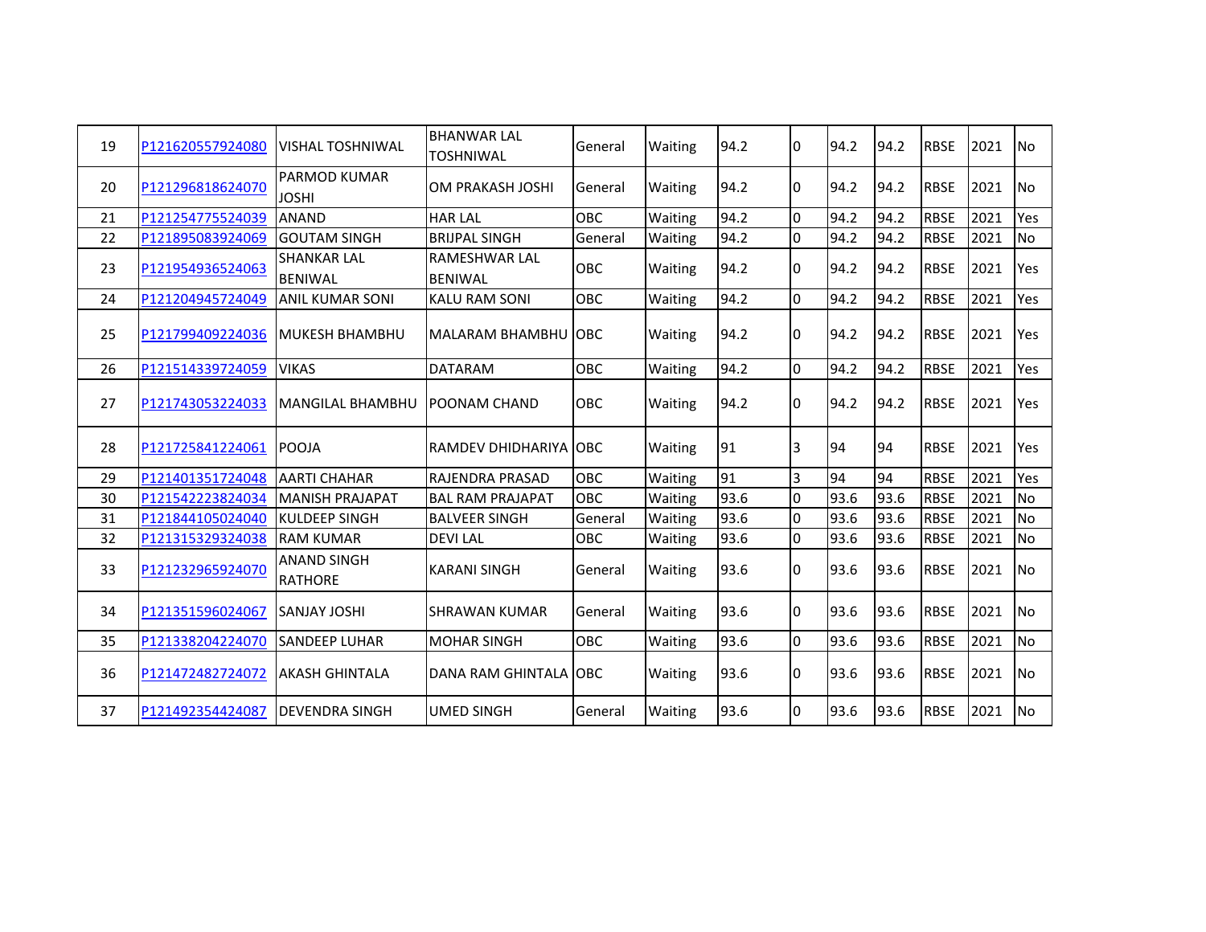| | | | | | | | | | | | | |
|---|---|---|---|---|---|---|---|---|---|---|---|---|
| 19 | P121620557924080 | VISHAL TOSHNIWAL | BHANWAR LAL TOSHNIWAL | General | Waiting | 94.2 | 0 | 94.2 | 94.2 | RBSE | 2021 | No |
| 20 | P121296818624070 | PARMOD KUMAR JOSHI | OM PRAKASH JOSHI | General | Waiting | 94.2 | 0 | 94.2 | 94.2 | RBSE | 2021 | No |
| 21 | P121254775524039 | ANAND | HAR LAL | OBC | Waiting | 94.2 | 0 | 94.2 | 94.2 | RBSE | 2021 | Yes |
| 22 | P121895083924069 | GOUTAM SINGH | BRIJPAL SINGH | General | Waiting | 94.2 | 0 | 94.2 | 94.2 | RBSE | 2021 | No |
| 23 | P121954936524063 | SHANKAR LAL BENIWAL | RAMESHWAR LAL BENIWAL | OBC | Waiting | 94.2 | 0 | 94.2 | 94.2 | RBSE | 2021 | Yes |
| 24 | P121204945724049 | ANIL KUMAR SONI | KALU RAM SONI | OBC | Waiting | 94.2 | 0 | 94.2 | 94.2 | RBSE | 2021 | Yes |
| 25 | P121799409224036 | MUKESH BHAMBHU | MALARAM BHAMBHU | OBC | Waiting | 94.2 | 0 | 94.2 | 94.2 | RBSE | 2021 | Yes |
| 26 | P121514339724059 | VIKAS | DATARAM | OBC | Waiting | 94.2 | 0 | 94.2 | 94.2 | RBSE | 2021 | Yes |
| 27 | P121743053224033 | MANGILAL BHAMBHU | POONAM CHAND | OBC | Waiting | 94.2 | 0 | 94.2 | 94.2 | RBSE | 2021 | Yes |
| 28 | P121725841224061 | POOJA | RAMDEV DHIDHARIYA | OBC | Waiting | 91 | 3 | 94 | 94 | RBSE | 2021 | Yes |
| 29 | P121401351724048 | AARTI CHAHAR | RAJENDRA PRASAD | OBC | Waiting | 91 | 3 | 94 | 94 | RBSE | 2021 | Yes |
| 30 | P121542223824034 | MANISH PRAJAPAT | BAL RAM PRAJAPAT | OBC | Waiting | 93.6 | 0 | 93.6 | 93.6 | RBSE | 2021 | No |
| 31 | P121844105024040 | KULDEEP SINGH | BALVEER SINGH | General | Waiting | 93.6 | 0 | 93.6 | 93.6 | RBSE | 2021 | No |
| 32 | P121315329324038 | RAM KUMAR | DEVI LAL | OBC | Waiting | 93.6 | 0 | 93.6 | 93.6 | RBSE | 2021 | No |
| 33 | P121232965924070 | ANAND SINGH RATHORE | KARANI SINGH | General | Waiting | 93.6 | 0 | 93.6 | 93.6 | RBSE | 2021 | No |
| 34 | P121351596024067 | SANJAY JOSHI | SHRAWAN KUMAR | General | Waiting | 93.6 | 0 | 93.6 | 93.6 | RBSE | 2021 | No |
| 35 | P121338204224070 | SANDEEP LUHAR | MOHAR SINGH | OBC | Waiting | 93.6 | 0 | 93.6 | 93.6 | RBSE | 2021 | No |
| 36 | P121472482724072 | AKASH GHINTALA | DANA RAM GHINTALA | OBC | Waiting | 93.6 | 0 | 93.6 | 93.6 | RBSE | 2021 | No |
| 37 | P121492354424087 | DEVENDRA SINGH | UMED SINGH | General | Waiting | 93.6 | 0 | 93.6 | 93.6 | RBSE | 2021 | No |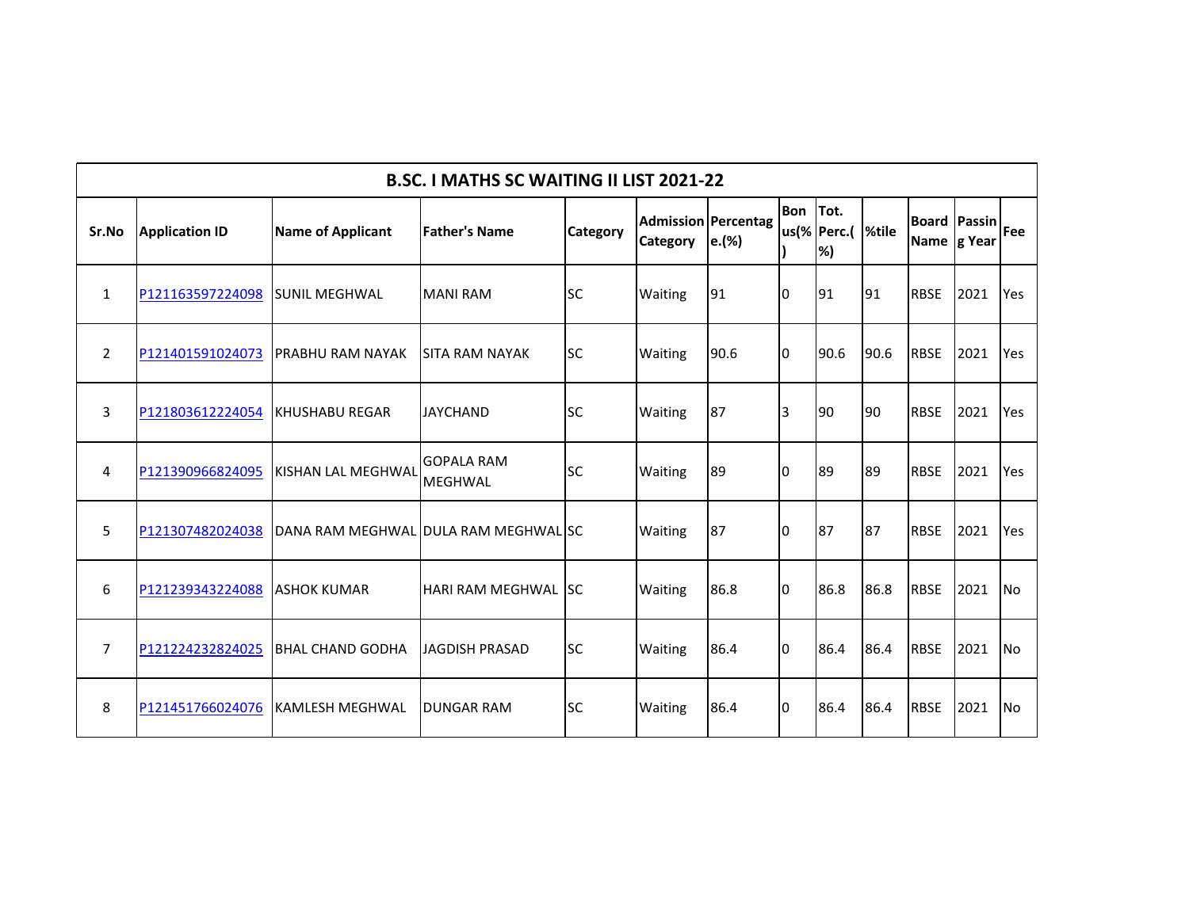| B.SC. I MATHS SC WAITING II LIST 2021-22 | | | | | | | | | | | | |
|---|---|---|---|---|---|---|---|---|---|---|---|---|
| Sr.No | Application ID | Name of Applicant | Father's Name | Category | Admission Category | Percentage.(%) | Bonus(%) | Tot. Perc.(%) | %tile | Board Name | Passing Year | Fee |
| 1 | P121163597224098 | SUNIL MEGHWAL | MANI RAM | SC | Waiting | 91 | 0 | 91 | 91 | RBSE | 2021 | Yes |
| 2 | P121401591024073 | PRABHU RAM NAYAK | SITA RAM NAYAK | SC | Waiting | 90.6 | 0 | 90.6 | 90.6 | RBSE | 2021 | Yes |
| 3 | P121803612224054 | KHUSHABU REGAR | JAYCHAND | SC | Waiting | 87 | 3 | 90 | 90 | RBSE | 2021 | Yes |
| 4 | P121390966824095 | KISHAN LAL MEGHWAL | GOPALA RAM MEGHWAL | SC | Waiting | 89 | 0 | 89 | 89 | RBSE | 2021 | Yes |
| 5 | P121307482024038 | DANA RAM MEGHWAL | DULA RAM MEGHWAL | SC | Waiting | 87 | 0 | 87 | 87 | RBSE | 2021 | Yes |
| 6 | P121239343224088 | ASHOK KUMAR | HARI RAM MEGHWAL | SC | Waiting | 86.8 | 0 | 86.8 | 86.8 | RBSE | 2021 | No |
| 7 | P121224232824025 | BHAL CHAND GODHA | JAGDISH PRASAD | SC | Waiting | 86.4 | 0 | 86.4 | 86.4 | RBSE | 2021 | No |
| 8 | P121451766024076 | KAMLESH MEGHWAL | DUNGAR RAM | SC | Waiting | 86.4 | 0 | 86.4 | 86.4 | RBSE | 2021 | No |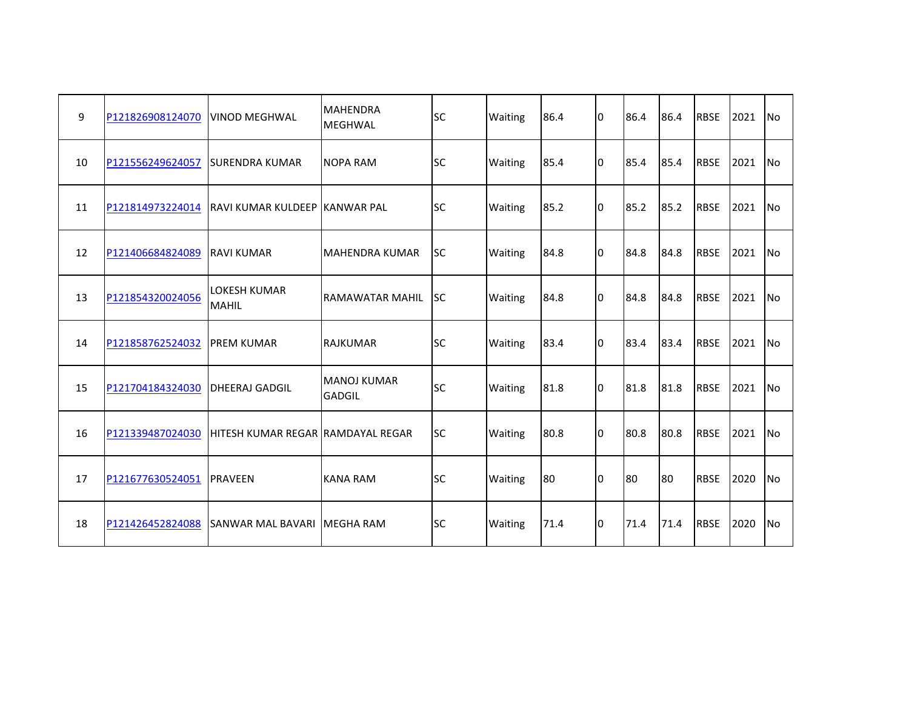| | | | | | | | | | | | | |
|---|---|---|---|---|---|---|---|---|---|---|---|---|
| 9 | P121826908124070 | VINOD MEGHWAL | MAHENDRA MEGHWAL | SC | Waiting | 86.4 | 0 | 86.4 | 86.4 | RBSE | 2021 | No |
| 10 | P121556249624057 | SURENDRA KUMAR | NOPA RAM | SC | Waiting | 85.4 | 0 | 85.4 | 85.4 | RBSE | 2021 | No |
| 11 | P121814973224014 | RAVI KUMAR KULDEEP | KANWAR PAL | SC | Waiting | 85.2 | 0 | 85.2 | 85.2 | RBSE | 2021 | No |
| 12 | P121406684824089 | RAVI KUMAR | MAHENDRA KUMAR | SC | Waiting | 84.8 | 0 | 84.8 | 84.8 | RBSE | 2021 | No |
| 13 | P121854320024056 | LOKESH KUMAR MAHIL | RAMAWATAR MAHIL | SC | Waiting | 84.8 | 0 | 84.8 | 84.8 | RBSE | 2021 | No |
| 14 | P121858762524032 | PREM KUMAR | RAJKUMAR | SC | Waiting | 83.4 | 0 | 83.4 | 83.4 | RBSE | 2021 | No |
| 15 | P121704184324030 | DHEERAJ GADGIL | MANOJ KUMAR GADGIL | SC | Waiting | 81.8 | 0 | 81.8 | 81.8 | RBSE | 2021 | No |
| 16 | P121339487024030 | HITESH KUMAR REGAR | RAMDAYAL REGAR | SC | Waiting | 80.8 | 0 | 80.8 | 80.8 | RBSE | 2021 | No |
| 17 | P121677630524051 | PRAVEEN | KANA RAM | SC | Waiting | 80 | 0 | 80 | 80 | RBSE | 2020 | No |
| 18 | P121426452824088 | SANWAR MAL BAVARI | MEGHA RAM | SC | Waiting | 71.4 | 0 | 71.4 | 71.4 | RBSE | 2020 | No |